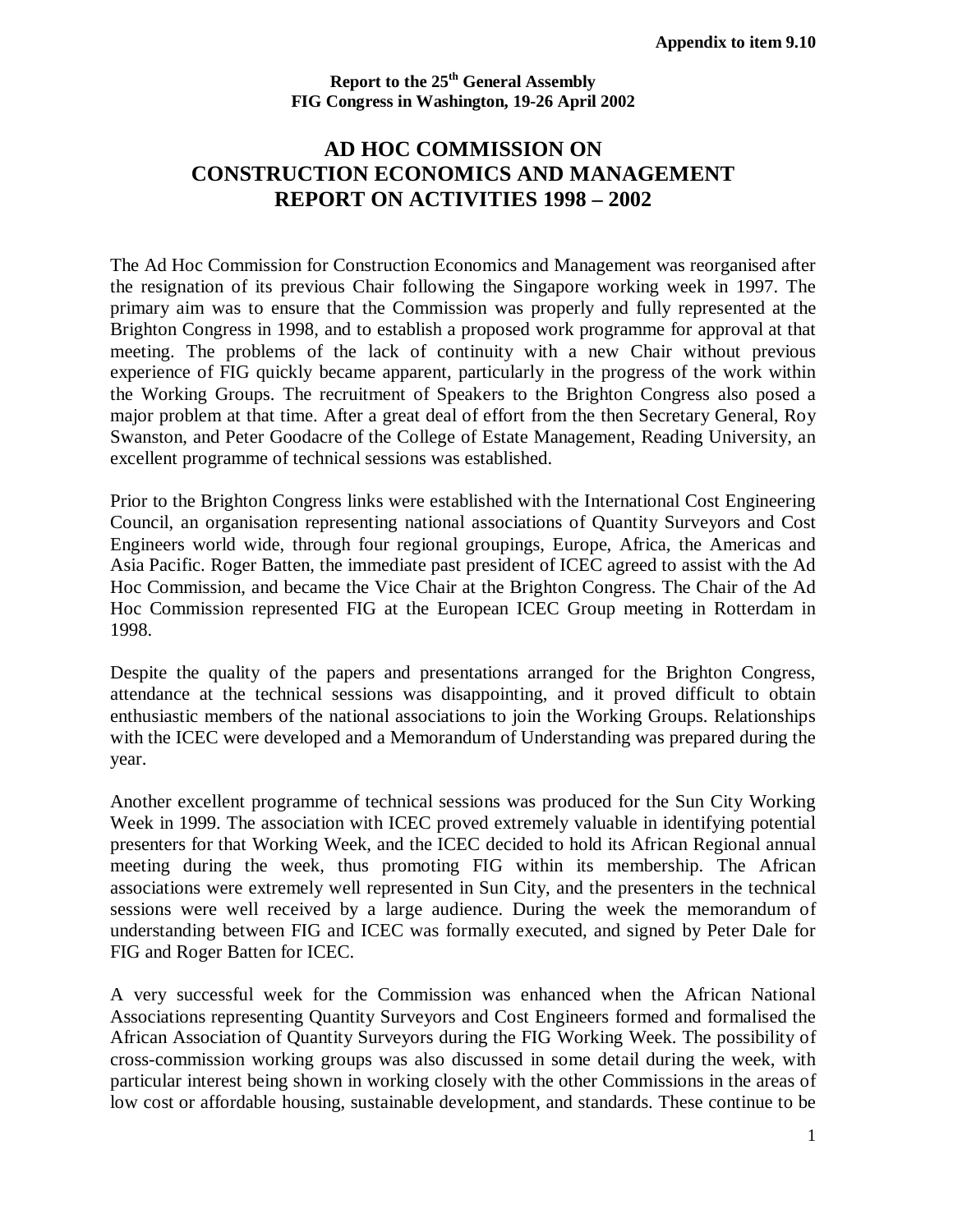**Appendix to item 9.10**

**Report to the 25th General Assembly**
**FIG Congress in Washington, 19-26 April 2002**

# AD HOC COMMISSION ON CONSTRUCTION ECONOMICS AND MANAGEMENT REPORT ON ACTIVITIES 1998 – 2002

The Ad Hoc Commission for Construction Economics and Management was reorganised after the resignation of its previous Chair following the Singapore working week in 1997. The primary aim was to ensure that the Commission was properly and fully represented at the Brighton Congress in 1998, and to establish a proposed work programme for approval at that meeting. The problems of the lack of continuity with a new Chair without previous experience of FIG quickly became apparent, particularly in the progress of the work within the Working Groups. The recruitment of Speakers to the Brighton Congress also posed a major problem at that time. After a great deal of effort from the then Secretary General, Roy Swanston, and Peter Goodacre of the College of Estate Management, Reading University, an excellent programme of technical sessions was established.

Prior to the Brighton Congress links were established with the International Cost Engineering Council, an organisation representing national associations of Quantity Surveyors and Cost Engineers world wide, through four regional groupings, Europe, Africa, the Americas and Asia Pacific. Roger Batten, the immediate past president of ICEC agreed to assist with the Ad Hoc Commission, and became the Vice Chair at the Brighton Congress. The Chair of the Ad Hoc Commission represented FIG at the European ICEC Group meeting in Rotterdam in 1998.

Despite the quality of the papers and presentations arranged for the Brighton Congress, attendance at the technical sessions was disappointing, and it proved difficult to obtain enthusiastic members of the national associations to join the Working Groups. Relationships with the ICEC were developed and a Memorandum of Understanding was prepared during the year.

Another excellent programme of technical sessions was produced for the Sun City Working Week in 1999. The association with ICEC proved extremely valuable in identifying potential presenters for that Working Week, and the ICEC decided to hold its African Regional annual meeting during the week, thus promoting FIG within its membership. The African associations were extremely well represented in Sun City, and the presenters in the technical sessions were well received by a large audience. During the week the memorandum of understanding between FIG and ICEC was formally executed, and signed by Peter Dale for FIG and Roger Batten for ICEC.

A very successful week for the Commission was enhanced when the African National Associations representing Quantity Surveyors and Cost Engineers formed and formalised the African Association of Quantity Surveyors during the FIG Working Week. The possibility of cross-commission working groups was also discussed in some detail during the week, with particular interest being shown in working closely with the other Commissions in the areas of low cost or affordable housing, sustainable development, and standards. These continue to be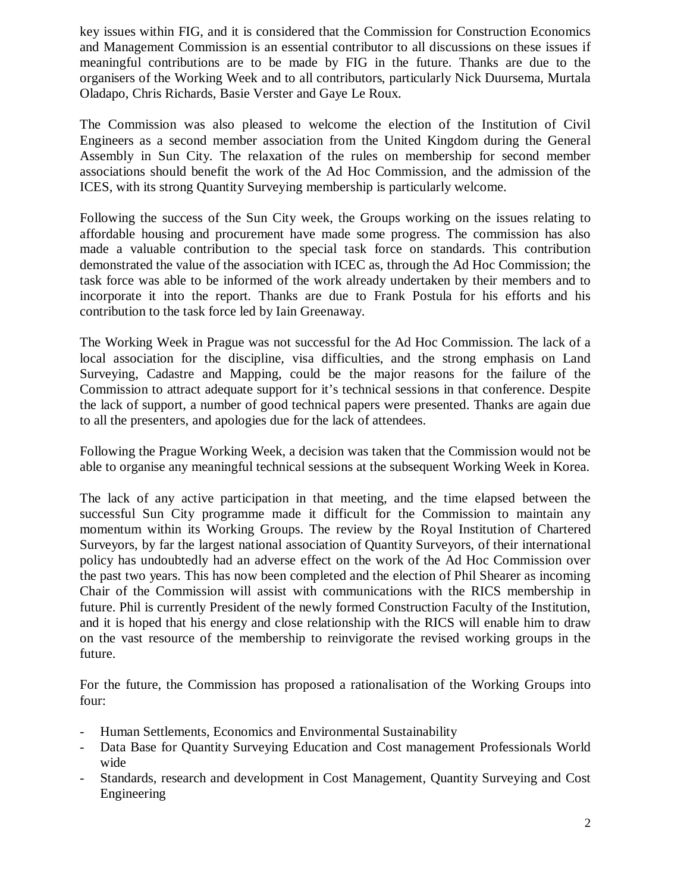key issues within FIG, and it is considered that the Commission for Construction Economics and Management Commission is an essential contributor to all discussions on these issues if meaningful contributions are to be made by FIG in the future. Thanks are due to the organisers of the Working Week and to all contributors, particularly Nick Duursema, Murtala Oladapo, Chris Richards, Basie Verster and Gaye Le Roux.

The Commission was also pleased to welcome the election of the Institution of Civil Engineers as a second member association from the United Kingdom during the General Assembly in Sun City. The relaxation of the rules on membership for second member associations should benefit the work of the Ad Hoc Commission, and the admission of the ICES, with its strong Quantity Surveying membership is particularly welcome.

Following the success of the Sun City week, the Groups working on the issues relating to affordable housing and procurement have made some progress. The commission has also made a valuable contribution to the special task force on standards. This contribution demonstrated the value of the association with ICEC as, through the Ad Hoc Commission; the task force was able to be informed of the work already undertaken by their members and to incorporate it into the report. Thanks are due to Frank Postula for his efforts and his contribution to the task force led by Iain Greenaway.

The Working Week in Prague was not successful for the Ad Hoc Commission. The lack of a local association for the discipline, visa difficulties, and the strong emphasis on Land Surveying, Cadastre and Mapping, could be the major reasons for the failure of the Commission to attract adequate support for it's technical sessions in that conference. Despite the lack of support, a number of good technical papers were presented. Thanks are again due to all the presenters, and apologies due for the lack of attendees.

Following the Prague Working Week, a decision was taken that the Commission would not be able to organise any meaningful technical sessions at the subsequent Working Week in Korea.

The lack of any active participation in that meeting, and the time elapsed between the successful Sun City programme made it difficult for the Commission to maintain any momentum within its Working Groups. The review by the Royal Institution of Chartered Surveyors, by far the largest national association of Quantity Surveyors, of their international policy has undoubtedly had an adverse effect on the work of the Ad Hoc Commission over the past two years. This has now been completed and the election of Phil Shearer as incoming Chair of the Commission will assist with communications with the RICS membership in future. Phil is currently President of the newly formed Construction Faculty of the Institution, and it is hoped that his energy and close relationship with the RICS will enable him to draw on the vast resource of the membership to reinvigorate the revised working groups in the future.

For the future, the Commission has proposed a rationalisation of the Working Groups into four:

- Human Settlements, Economics and Environmental Sustainability
- Data Base for Quantity Surveying Education and Cost management Professionals World wide
- Standards, research and development in Cost Management, Quantity Surveying and Cost Engineering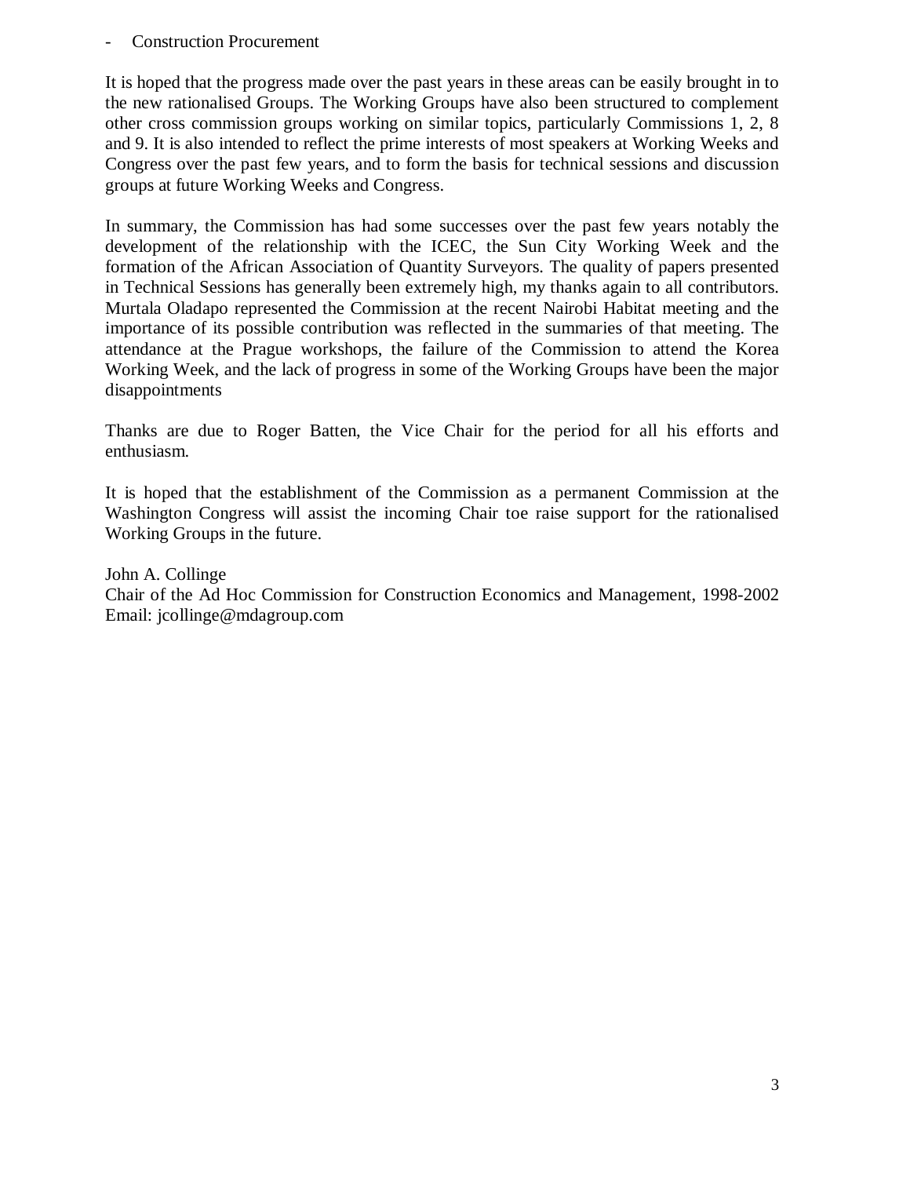- Construction Procurement

It is hoped that the progress made over the past years in these areas can be easily brought in to the new rationalised Groups. The Working Groups have also been structured to complement other cross commission groups working on similar topics, particularly Commissions 1, 2, 8 and 9. It is also intended to reflect the prime interests of most speakers at Working Weeks and Congress over the past few years, and to form the basis for technical sessions and discussion groups at future Working Weeks and Congress.

In summary, the Commission has had some successes over the past few years notably the development of the relationship with the ICEC, the Sun City Working Week and the formation of the African Association of Quantity Surveyors. The quality of papers presented in Technical Sessions has generally been extremely high, my thanks again to all contributors. Murtala Oladapo represented the Commission at the recent Nairobi Habitat meeting and the importance of its possible contribution was reflected in the summaries of that meeting. The attendance at the Prague workshops, the failure of the Commission to attend the Korea Working Week, and the lack of progress in some of the Working Groups have been the major disappointments

Thanks are due to Roger Batten, the Vice Chair for the period for all his efforts and enthusiasm.

It is hoped that the establishment of the Commission as a permanent Commission at the Washington Congress will assist the incoming Chair toe raise support for the rationalised Working Groups in the future.

John A. Collinge
Chair of the Ad Hoc Commission for Construction Economics and Management, 1998-2002
Email: jcollinge@mdagroup.com